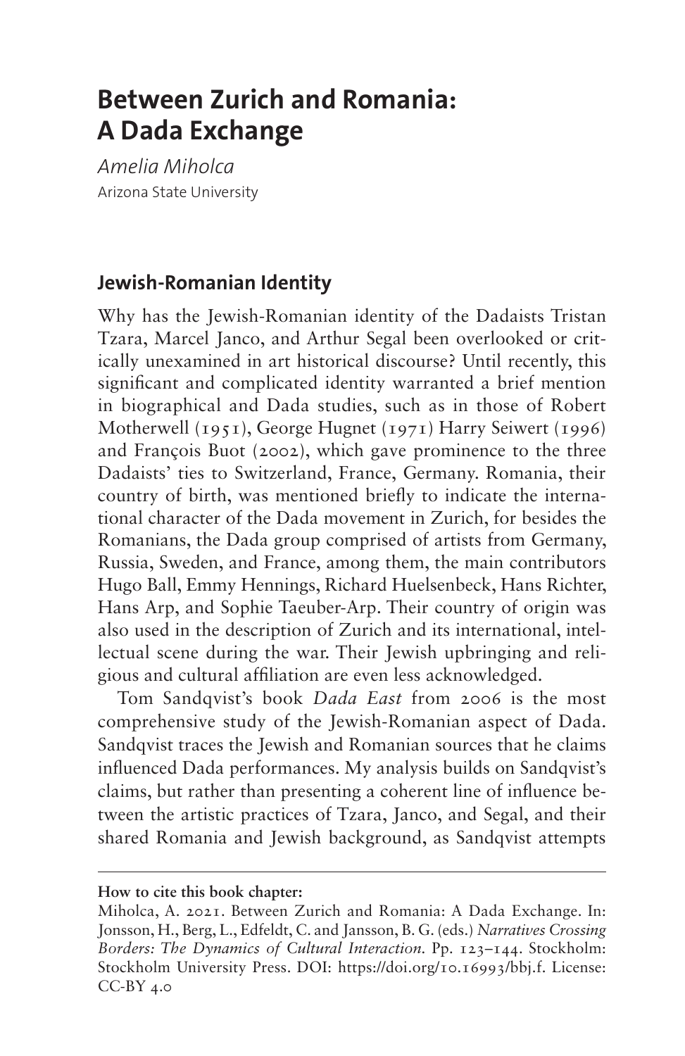# Between Zurich and Romania: A Dada Exchange

*Amelia Miholca*
Arizona State University

## Jewish-Romanian Identity

Why has the Jewish-Romanian identity of the Dadaists Tristan Tzara, Marcel Janco, and Arthur Segal been overlooked or critically unexamined in art historical discourse? Until recently, this significant and complicated identity warranted a brief mention in biographical and Dada studies, such as in those of Robert Motherwell (1951), George Hugnet (1971) Harry Seiwert (1996) and François Buot (2002), which gave prominence to the three Dadaists' ties to Switzerland, France, Germany. Romania, their country of birth, was mentioned briefly to indicate the international character of the Dada movement in Zurich, for besides the Romanians, the Dada group comprised of artists from Germany, Russia, Sweden, and France, among them, the main contributors Hugo Ball, Emmy Hennings, Richard Huelsenbeck, Hans Richter, Hans Arp, and Sophie Taeuber-Arp. Their country of origin was also used in the description of Zurich and its international, intellectual scene during the war. Their Jewish upbringing and religious and cultural affiliation are even less acknowledged.

Tom Sandqvist's book *Dada East* from 2006 is the most comprehensive study of the Jewish-Romanian aspect of Dada. Sandqvist traces the Jewish and Romanian sources that he claims influenced Dada performances. My analysis builds on Sandqvist's claims, but rather than presenting a coherent line of influence between the artistic practices of Tzara, Janco, and Segal, and their shared Romania and Jewish background, as Sandqvist attempts

**How to cite this book chapter:**
Miholca, A. 2021. Between Zurich and Romania: A Dada Exchange. In: Jonsson, H., Berg, L., Edfeldt, C. and Jansson, B. G. (eds.) *Narratives Crossing Borders: The Dynamics of Cultural Interaction*. Pp. 123–144. Stockholm: Stockholm University Press. DOI: https://doi.org/10.16993/bbj.f. License: CC-BY 4.0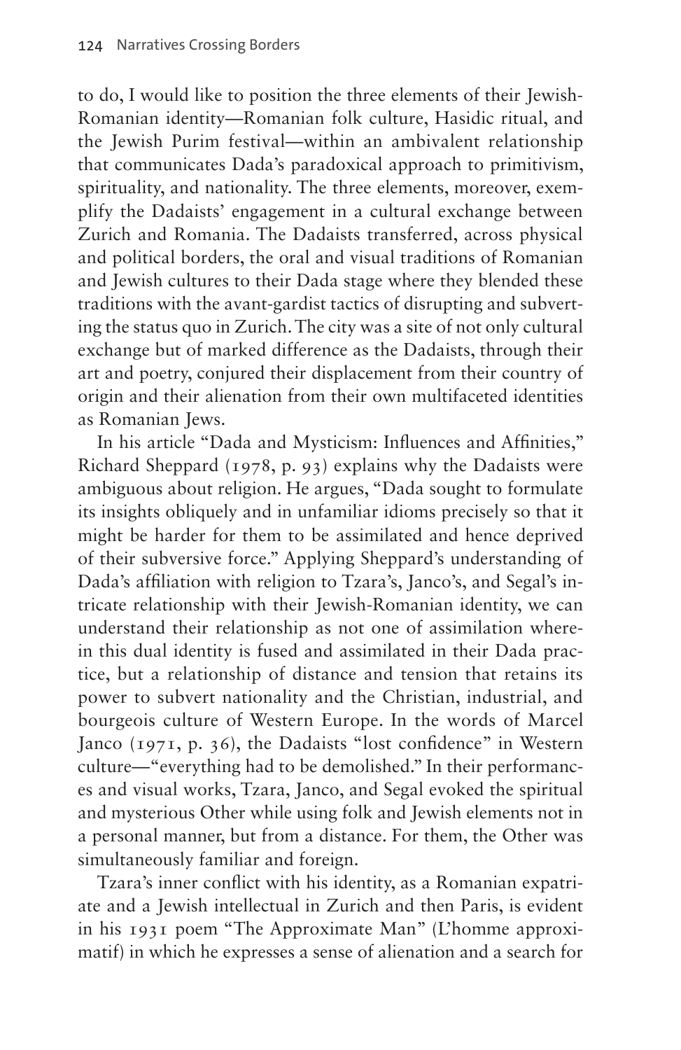to do, I would like to position the three elements of their Jewish-Romanian identity—Romanian folk culture, Hasidic ritual, and the Jewish Purim festival—within an ambivalent relationship that communicates Dada's paradoxical approach to primitivism, spirituality, and nationality. The three elements, moreover, exemplify the Dadaists' engagement in a cultural exchange between Zurich and Romania. The Dadaists transferred, across physical and political borders, the oral and visual traditions of Romanian and Jewish cultures to their Dada stage where they blended these traditions with the avant-gardist tactics of disrupting and subverting the status quo in Zurich. The city was a site of not only cultural exchange but of marked difference as the Dadaists, through their art and poetry, conjured their displacement from their country of origin and their alienation from their own multifaceted identities as Romanian Jews.

In his article "Dada and Mysticism: Influences and Affinities," Richard Sheppard (1978, p. 93) explains why the Dadaists were ambiguous about religion. He argues, "Dada sought to formulate its insights obliquely and in unfamiliar idioms precisely so that it might be harder for them to be assimilated and hence deprived of their subversive force." Applying Sheppard's understanding of Dada's affiliation with religion to Tzara's, Janco's, and Segal's intricate relationship with their Jewish-Romanian identity, we can understand their relationship as not one of assimilation wherein this dual identity is fused and assimilated in their Dada practice, but a relationship of distance and tension that retains its power to subvert nationality and the Christian, industrial, and bourgeois culture of Western Europe. In the words of Marcel Janco (1971, p. 36), the Dadaists "lost confidence" in Western culture—"everything had to be demolished." In their performances and visual works, Tzara, Janco, and Segal evoked the spiritual and mysterious Other while using folk and Jewish elements not in a personal manner, but from a distance. For them, the Other was simultaneously familiar and foreign.

Tzara's inner conflict with his identity, as a Romanian expatriate and a Jewish intellectual in Zurich and then Paris, is evident in his 1931 poem "The Approximate Man" (L'homme approximatif) in which he expresses a sense of alienation and a search for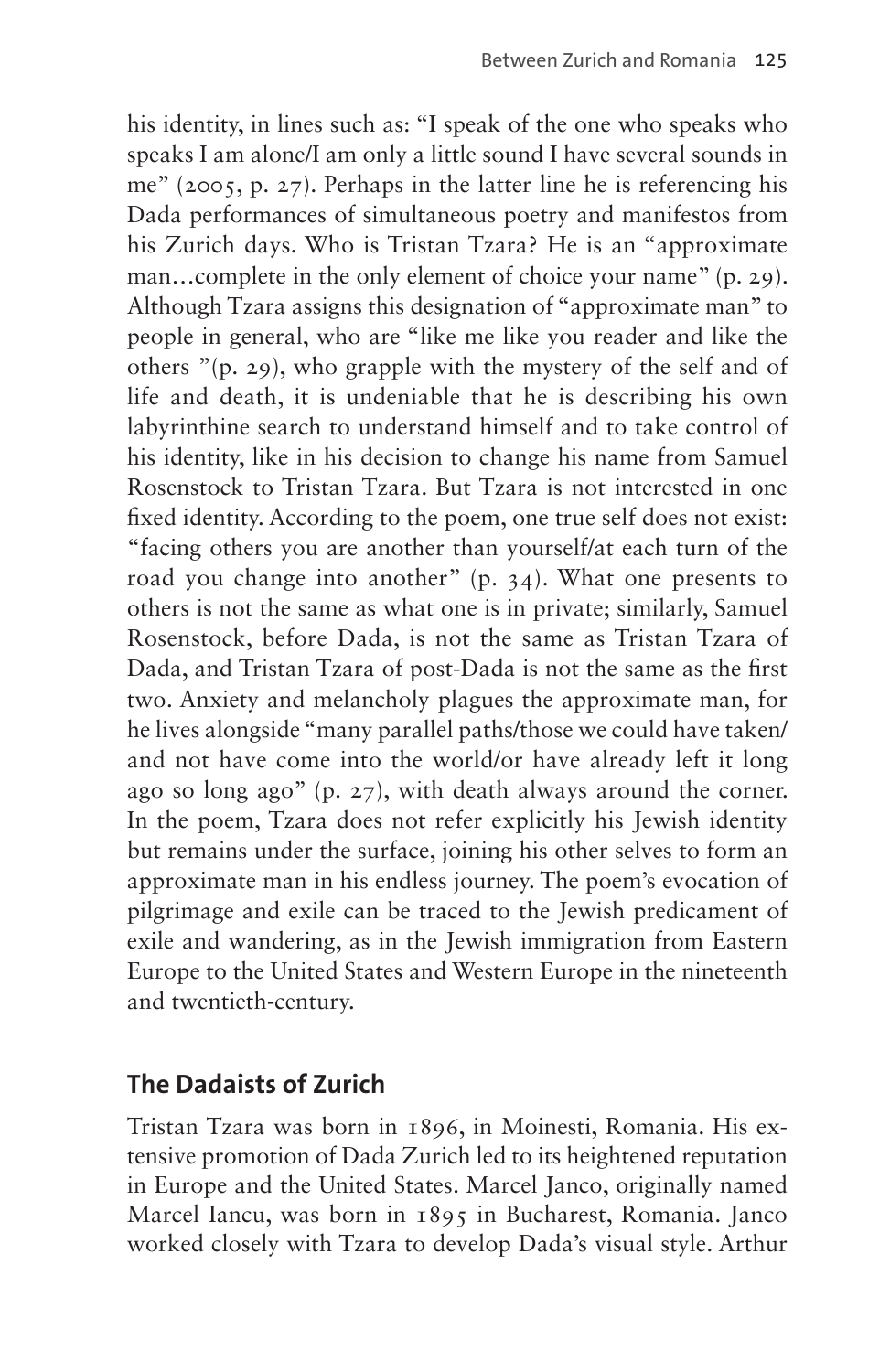his identity, in lines such as: "I speak of the one who speaks who speaks I am alone/I am only a little sound I have several sounds in me" (2005, p. 27). Perhaps in the latter line he is referencing his Dada performances of simultaneous poetry and manifestos from his Zurich days. Who is Tristan Tzara? He is an "approximate man…complete in the only element of choice your name" (p. 29). Although Tzara assigns this designation of "approximate man" to people in general, who are "like me like you reader and like the others "(p. 29), who grapple with the mystery of the self and of life and death, it is undeniable that he is describing his own labyrinthine search to understand himself and to take control of his identity, like in his decision to change his name from Samuel Rosenstock to Tristan Tzara. But Tzara is not interested in one fixed identity. According to the poem, one true self does not exist: "facing others you are another than yourself/at each turn of the road you change into another" (p. 34). What one presents to others is not the same as what one is in private; similarly, Samuel Rosenstock, before Dada, is not the same as Tristan Tzara of Dada, and Tristan Tzara of post-Dada is not the same as the first two. Anxiety and melancholy plagues the approximate man, for he lives alongside "many parallel paths/those we could have taken/and not have come into the world/or have already left it long ago so long ago" (p. 27), with death always around the corner. In the poem, Tzara does not refer explicitly his Jewish identity but remains under the surface, joining his other selves to form an approximate man in his endless journey. The poem's evocation of pilgrimage and exile can be traced to the Jewish predicament of exile and wandering, as in the Jewish immigration from Eastern Europe to the United States and Western Europe in the nineteenth and twentieth-century.

## The Dadaists of Zurich

Tristan Tzara was born in 1896, in Moinesti, Romania. His extensive promotion of Dada Zurich led to its heightened reputation in Europe and the United States. Marcel Janco, originally named Marcel Iancu, was born in 1895 in Bucharest, Romania. Janco worked closely with Tzara to develop Dada's visual style. Arthur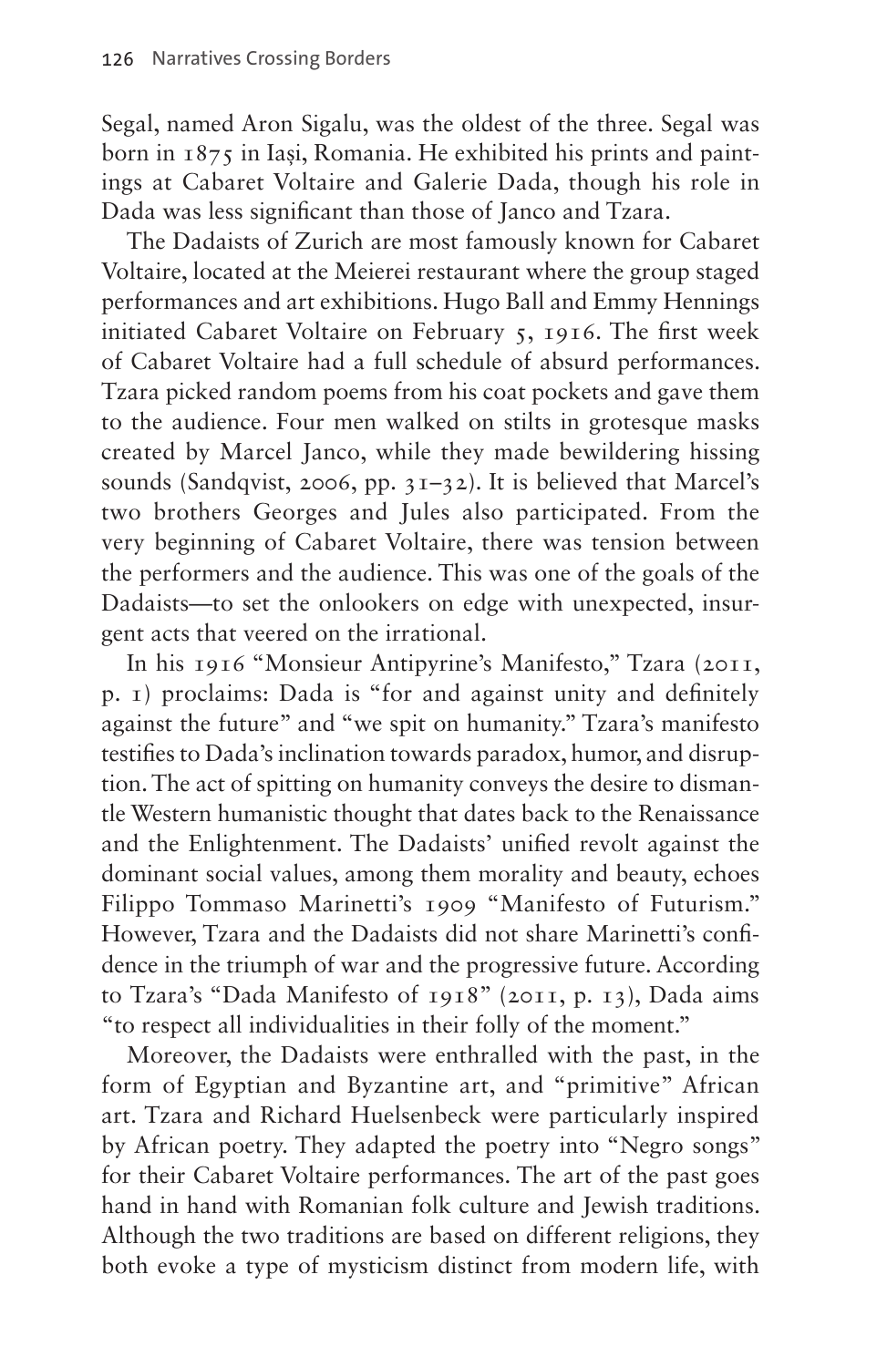Segal, named Aron Sigalu, was the oldest of the three. Segal was born in 1875 in Iași, Romania. He exhibited his prints and paintings at Cabaret Voltaire and Galerie Dada, though his role in Dada was less significant than those of Janco and Tzara.

The Dadaists of Zurich are most famously known for Cabaret Voltaire, located at the Meierei restaurant where the group staged performances and art exhibitions. Hugo Ball and Emmy Hennings initiated Cabaret Voltaire on February 5, 1916. The first week of Cabaret Voltaire had a full schedule of absurd performances. Tzara picked random poems from his coat pockets and gave them to the audience. Four men walked on stilts in grotesque masks created by Marcel Janco, while they made bewildering hissing sounds (Sandqvist, 2006, pp. 31–32). It is believed that Marcel's two brothers Georges and Jules also participated. From the very beginning of Cabaret Voltaire, there was tension between the performers and the audience. This was one of the goals of the Dadaists—to set the onlookers on edge with unexpected, insurgent acts that veered on the irrational.

In his 1916 "Monsieur Antipyrine's Manifesto," Tzara (2011, p. 1) proclaims: Dada is "for and against unity and definitely against the future" and "we spit on humanity." Tzara's manifesto testifies to Dada's inclination towards paradox, humor, and disruption. The act of spitting on humanity conveys the desire to dismantle Western humanistic thought that dates back to the Renaissance and the Enlightenment. The Dadaists' unified revolt against the dominant social values, among them morality and beauty, echoes Filippo Tommaso Marinetti's 1909 "Manifesto of Futurism." However, Tzara and the Dadaists did not share Marinetti's confidence in the triumph of war and the progressive future. According to Tzara's "Dada Manifesto of 1918" (2011, p. 13), Dada aims "to respect all individualities in their folly of the moment."

Moreover, the Dadaists were enthralled with the past, in the form of Egyptian and Byzantine art, and "primitive" African art. Tzara and Richard Huelsenbeck were particularly inspired by African poetry. They adapted the poetry into "Negro songs" for their Cabaret Voltaire performances. The art of the past goes hand in hand with Romanian folk culture and Jewish traditions. Although the two traditions are based on different religions, they both evoke a type of mysticism distinct from modern life, with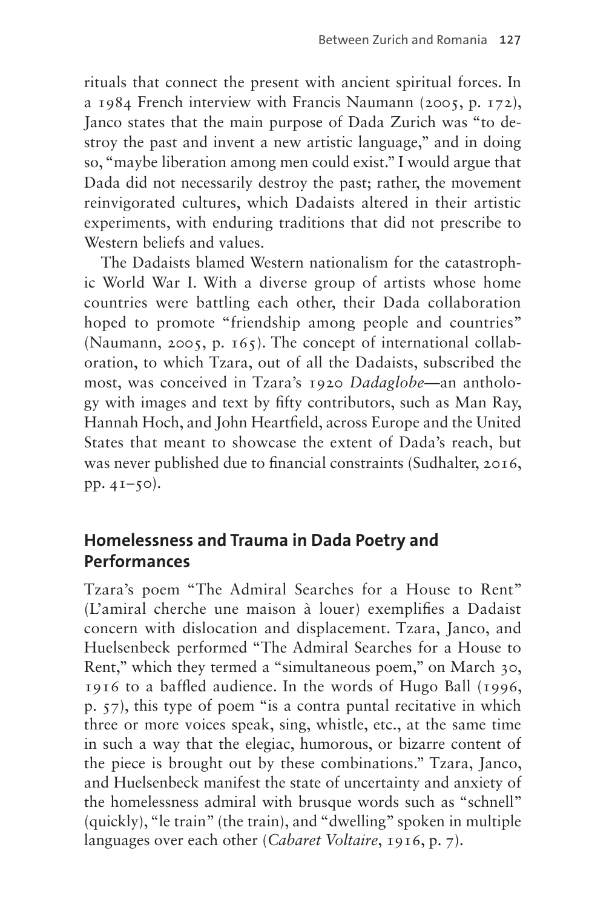rituals that connect the present with ancient spiritual forces. In a 1984 French interview with Francis Naumann (2005, p. 172), Janco states that the main purpose of Dada Zurich was "to destroy the past and invent a new artistic language," and in doing so, "maybe liberation among men could exist." I would argue that Dada did not necessarily destroy the past; rather, the movement reinvigorated cultures, which Dadaists altered in their artistic experiments, with enduring traditions that did not prescribe to Western beliefs and values.

The Dadaists blamed Western nationalism for the catastrophic World War I. With a diverse group of artists whose home countries were battling each other, their Dada collaboration hoped to promote "friendship among people and countries" (Naumann, 2005, p. 165). The concept of international collaboration, to which Tzara, out of all the Dadaists, subscribed the most, was conceived in Tzara's 1920 *Dadaglobe*—an anthology with images and text by fifty contributors, such as Man Ray, Hannah Hoch, and John Heartfield, across Europe and the United States that meant to showcase the extent of Dada's reach, but was never published due to financial constraints (Sudhalter, 2016, pp. 41–50).

## Homelessness and Trauma in Dada Poetry and Performances

Tzara's poem "The Admiral Searches for a House to Rent" (L'amiral cherche une maison à louer) exemplifies a Dadaist concern with dislocation and displacement. Tzara, Janco, and Huelsenbeck performed "The Admiral Searches for a House to Rent," which they termed a "simultaneous poem," on March 30, 1916 to a baffled audience. In the words of Hugo Ball (1996, p. 57), this type of poem "is a contra puntal recitative in which three or more voices speak, sing, whistle, etc., at the same time in such a way that the elegiac, humorous, or bizarre content of the piece is brought out by these combinations." Tzara, Janco, and Huelsenbeck manifest the state of uncertainty and anxiety of the homelessness admiral with brusque words such as "schnell" (quickly), "le train" (the train), and "dwelling" spoken in multiple languages over each other (*Cabaret Voltaire*, 1916, p. 7).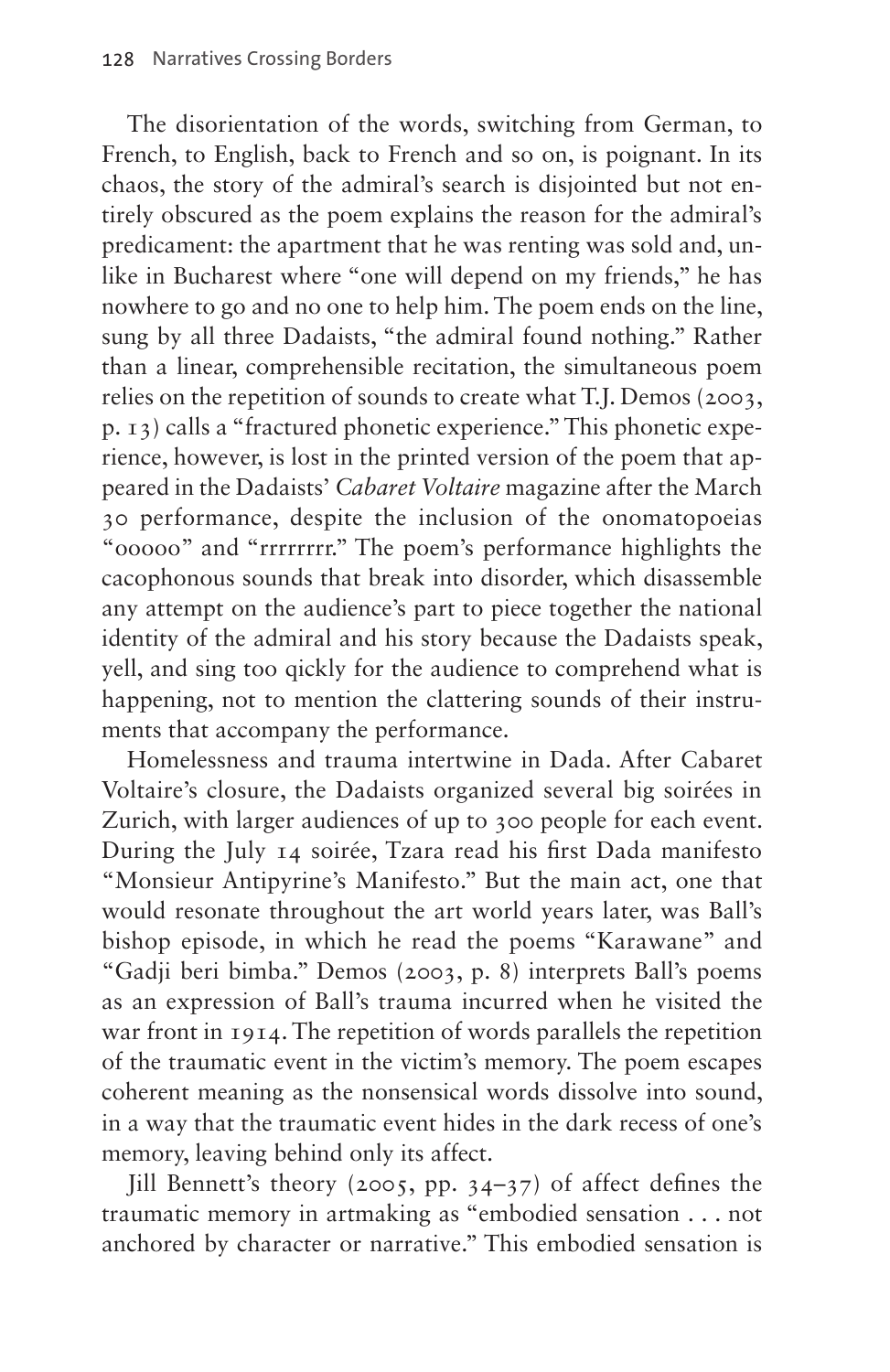The disorientation of the words, switching from German, to French, to English, back to French and so on, is poignant. In its chaos, the story of the admiral's search is disjointed but not entirely obscured as the poem explains the reason for the admiral's predicament: the apartment that he was renting was sold and, unlike in Bucharest where "one will depend on my friends," he has nowhere to go and no one to help him. The poem ends on the line, sung by all three Dadaists, "the admiral found nothing." Rather than a linear, comprehensible recitation, the simultaneous poem relies on the repetition of sounds to create what T.J. Demos (2003, p. 13) calls a "fractured phonetic experience." This phonetic experience, however, is lost in the printed version of the poem that appeared in the Dadaists' *Cabaret Voltaire* magazine after the March 30 performance, despite the inclusion of the onomatopoeias "ooooo" and "rrrrrrrr." The poem's performance highlights the cacophonous sounds that break into disorder, which disassemble any attempt on the audience's part to piece together the national identity of the admiral and his story because the Dadaists speak, yell, and sing too qickly for the audience to comprehend what is happening, not to mention the clattering sounds of their instruments that accompany the performance.

Homelessness and trauma intertwine in Dada. After Cabaret Voltaire's closure, the Dadaists organized several big soirées in Zurich, with larger audiences of up to 300 people for each event. During the July 14 soirée, Tzara read his first Dada manifesto "Monsieur Antipyrine's Manifesto." But the main act, one that would resonate throughout the art world years later, was Ball's bishop episode, in which he read the poems "Karawane" and "Gadji beri bimba." Demos (2003, p. 8) interprets Ball's poems as an expression of Ball's trauma incurred when he visited the war front in 1914. The repetition of words parallels the repetition of the traumatic event in the victim's memory. The poem escapes coherent meaning as the nonsensical words dissolve into sound, in a way that the traumatic event hides in the dark recess of one's memory, leaving behind only its affect.

Jill Bennett's theory (2005, pp. 34–37) of affect defines the traumatic memory in artmaking as "embodied sensation . . . not anchored by character or narrative." This embodied sensation is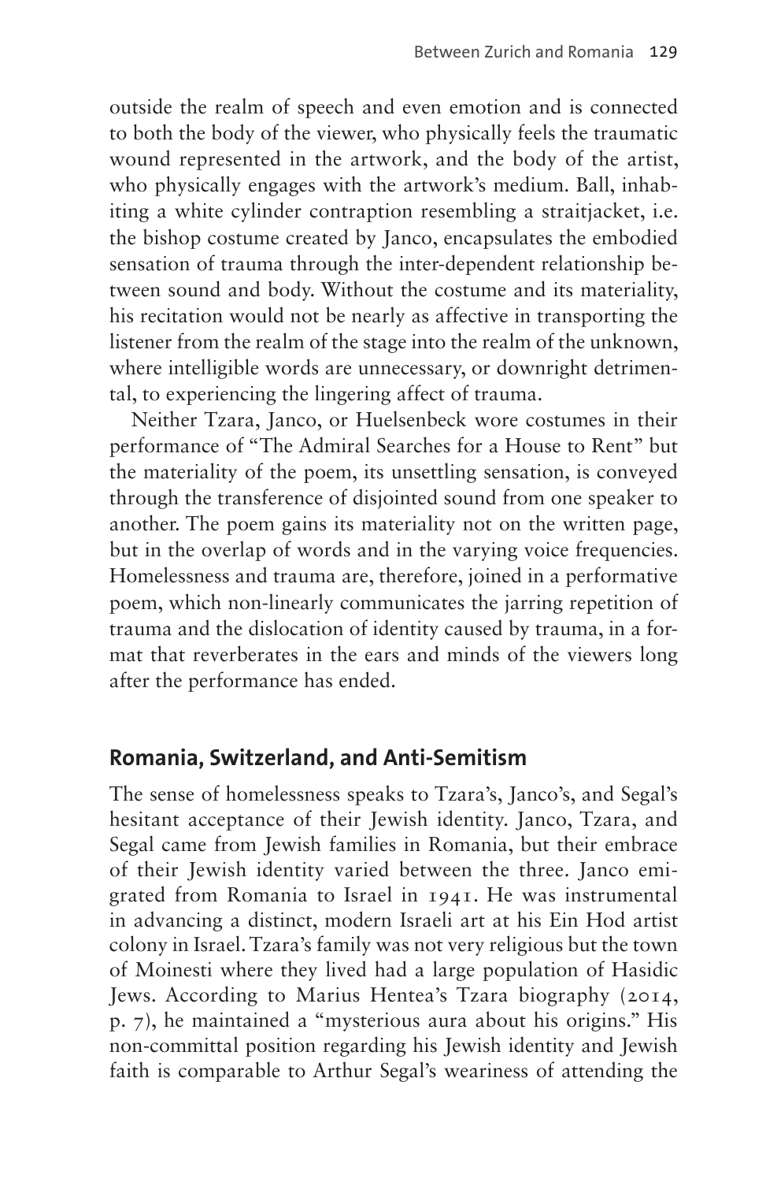outside the realm of speech and even emotion and is connected to both the body of the viewer, who physically feels the traumatic wound represented in the artwork, and the body of the artist, who physically engages with the artwork's medium. Ball, inhabiting a white cylinder contraption resembling a straitjacket, i.e. the bishop costume created by Janco, encapsulates the embodied sensation of trauma through the inter-dependent relationship between sound and body. Without the costume and its materiality, his recitation would not be nearly as affective in transporting the listener from the realm of the stage into the realm of the unknown, where intelligible words are unnecessary, or downright detrimental, to experiencing the lingering affect of trauma.

Neither Tzara, Janco, or Huelsenbeck wore costumes in their performance of "The Admiral Searches for a House to Rent" but the materiality of the poem, its unsettling sensation, is conveyed through the transference of disjointed sound from one speaker to another. The poem gains its materiality not on the written page, but in the overlap of words and in the varying voice frequencies. Homelessness and trauma are, therefore, joined in a performative poem, which non-linearly communicates the jarring repetition of trauma and the dislocation of identity caused by trauma, in a format that reverberates in the ears and minds of the viewers long after the performance has ended.

## Romania, Switzerland, and Anti-Semitism

The sense of homelessness speaks to Tzara's, Janco's, and Segal's hesitant acceptance of their Jewish identity. Janco, Tzara, and Segal came from Jewish families in Romania, but their embrace of their Jewish identity varied between the three. Janco emigrated from Romania to Israel in 1941. He was instrumental in advancing a distinct, modern Israeli art at his Ein Hod artist colony in Israel. Tzara's family was not very religious but the town of Moinesti where they lived had a large population of Hasidic Jews. According to Marius Hentea's Tzara biography (2014, p. 7), he maintained a "mysterious aura about his origins." His non-committal position regarding his Jewish identity and Jewish faith is comparable to Arthur Segal's weariness of attending the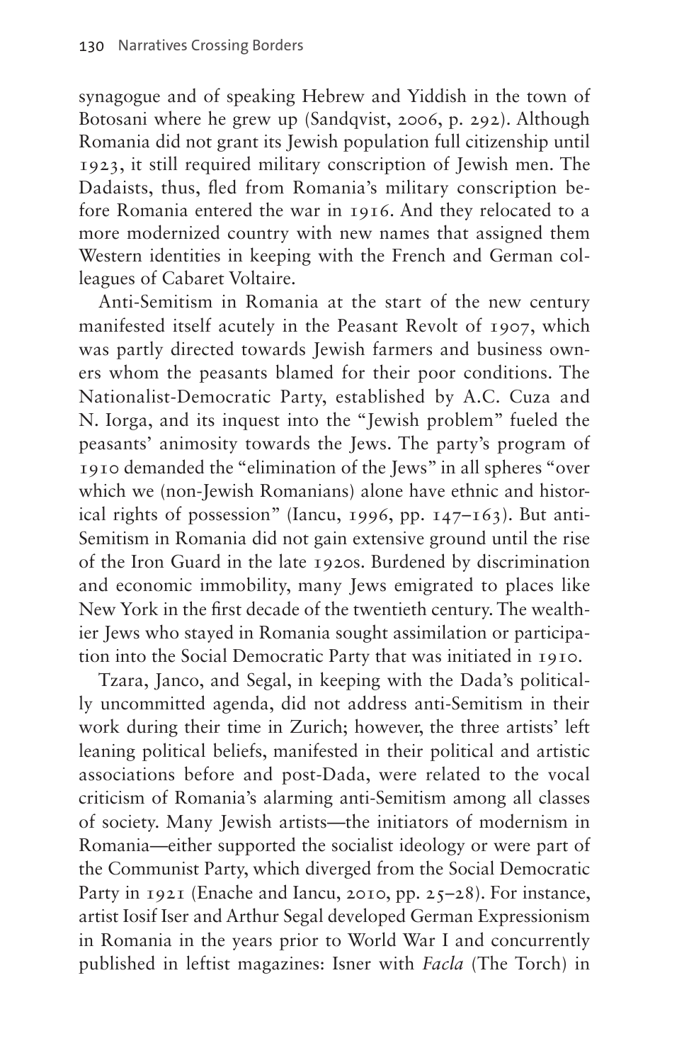synagogue and of speaking Hebrew and Yiddish in the town of Botosani where he grew up (Sandqvist, 2006, p. 292). Although Romania did not grant its Jewish population full citizenship until 1923, it still required military conscription of Jewish men. The Dadaists, thus, fled from Romania's military conscription before Romania entered the war in 1916. And they relocated to a more modernized country with new names that assigned them Western identities in keeping with the French and German colleagues of Cabaret Voltaire.

Anti-Semitism in Romania at the start of the new century manifested itself acutely in the Peasant Revolt of 1907, which was partly directed towards Jewish farmers and business owners whom the peasants blamed for their poor conditions. The Nationalist-Democratic Party, established by A.C. Cuza and N. Iorga, and its inquest into the "Jewish problem" fueled the peasants' animosity towards the Jews. The party's program of 1910 demanded the "elimination of the Jews" in all spheres "over which we (non-Jewish Romanians) alone have ethnic and historical rights of possession" (Iancu, 1996, pp. 147–163). But anti-Semitism in Romania did not gain extensive ground until the rise of the Iron Guard in the late 1920s. Burdened by discrimination and economic immobility, many Jews emigrated to places like New York in the first decade of the twentieth century. The wealthier Jews who stayed in Romania sought assimilation or participation into the Social Democratic Party that was initiated in 1910.

Tzara, Janco, and Segal, in keeping with the Dada's politically uncommitted agenda, did not address anti-Semitism in their work during their time in Zurich; however, the three artists' left leaning political beliefs, manifested in their political and artistic associations before and post-Dada, were related to the vocal criticism of Romania's alarming anti-Semitism among all classes of society. Many Jewish artists—the initiators of modernism in Romania—either supported the socialist ideology or were part of the Communist Party, which diverged from the Social Democratic Party in 1921 (Enache and Iancu, 2010, pp. 25–28). For instance, artist Iosif Iser and Arthur Segal developed German Expressionism in Romania in the years prior to World War I and concurrently published in leftist magazines: Isner with *Facla* (The Torch) in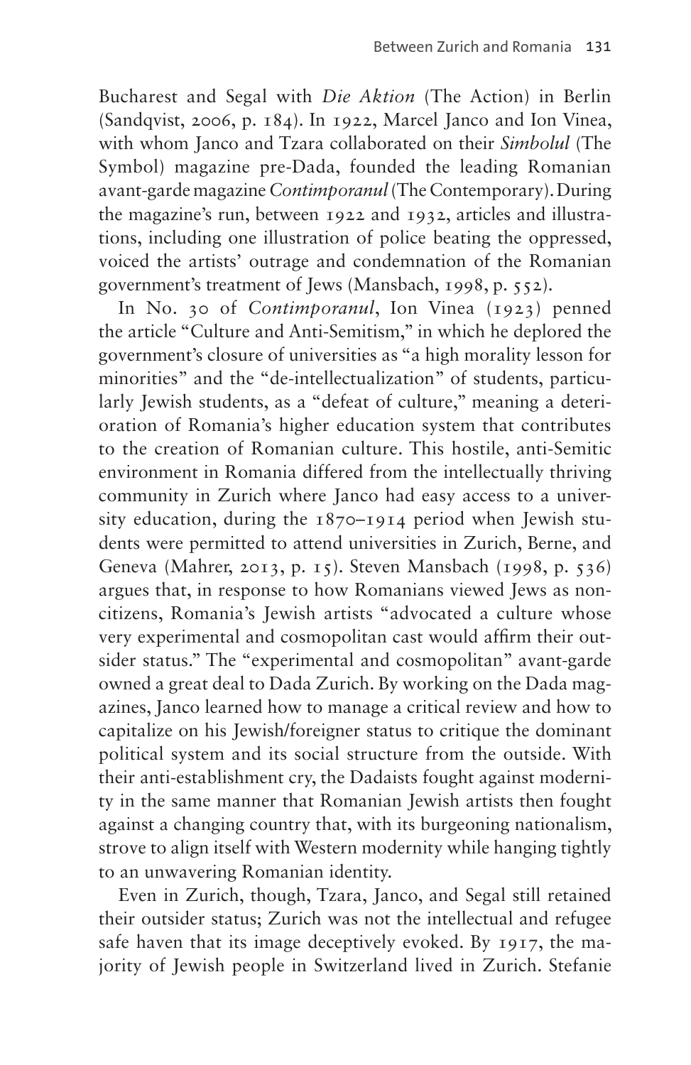Bucharest and Segal with *Die Aktion* (The Action) in Berlin (Sandqvist, 2006, p. 184). In 1922, Marcel Janco and Ion Vinea, with whom Janco and Tzara collaborated on their *Simbolul* (The Symbol) magazine pre-Dada, founded the leading Romanian avant-garde magazine *Contimporanul* (The Contemporary). During the magazine's run, between 1922 and 1932, articles and illustrations, including one illustration of police beating the oppressed, voiced the artists' outrage and condemnation of the Romanian government's treatment of Jews (Mansbach, 1998, p. 552).

In No. 30 of *Contimporanul*, Ion Vinea (1923) penned the article "Culture and Anti-Semitism," in which he deplored the government's closure of universities as "a high morality lesson for minorities" and the "de-intellectualization" of students, particularly Jewish students, as a "defeat of culture," meaning a deterioration of Romania's higher education system that contributes to the creation of Romanian culture. This hostile, anti-Semitic environment in Romania differed from the intellectually thriving community in Zurich where Janco had easy access to a university education, during the 1870–1914 period when Jewish students were permitted to attend universities in Zurich, Berne, and Geneva (Mahrer, 2013, p. 15). Steven Mansbach (1998, p. 536) argues that, in response to how Romanians viewed Jews as non-citizens, Romania's Jewish artists "advocated a culture whose very experimental and cosmopolitan cast would affirm their outsider status." The "experimental and cosmopolitan" avant-garde owned a great deal to Dada Zurich. By working on the Dada magazines, Janco learned how to manage a critical review and how to capitalize on his Jewish/foreigner status to critique the dominant political system and its social structure from the outside. With their anti-establishment cry, the Dadaists fought against modernity in the same manner that Romanian Jewish artists then fought against a changing country that, with its burgeoning nationalism, strove to align itself with Western modernity while hanging tightly to an unwavering Romanian identity.

Even in Zurich, though, Tzara, Janco, and Segal still retained their outsider status; Zurich was not the intellectual and refugee safe haven that its image deceptively evoked. By 1917, the majority of Jewish people in Switzerland lived in Zurich. Stefanie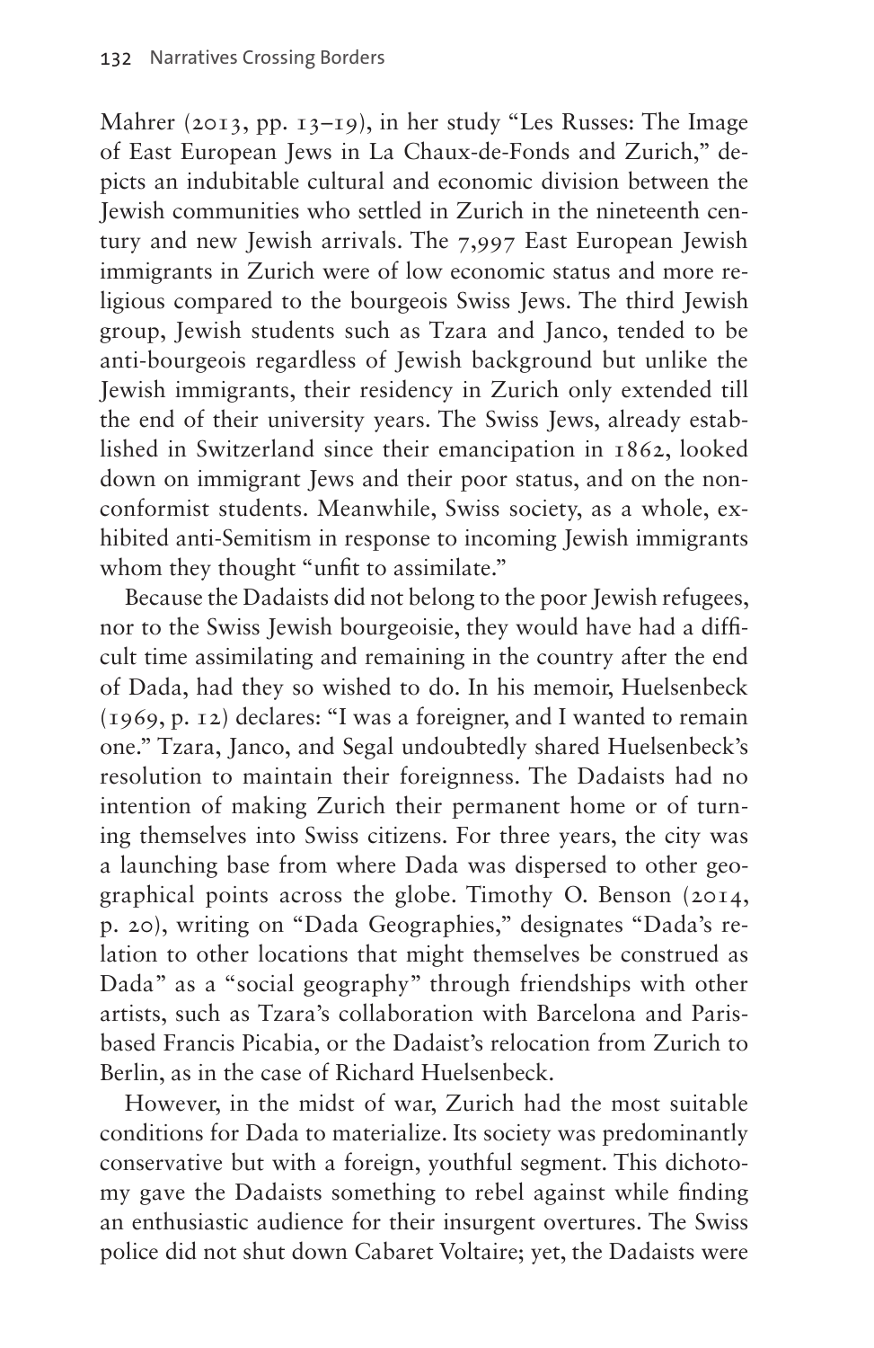Mahrer (2013, pp. 13–19), in her study "Les Russes: The Image of East European Jews in La Chaux-de-Fonds and Zurich," depicts an indubitable cultural and economic division between the Jewish communities who settled in Zurich in the nineteenth century and new Jewish arrivals. The 7,997 East European Jewish immigrants in Zurich were of low economic status and more religious compared to the bourgeois Swiss Jews. The third Jewish group, Jewish students such as Tzara and Janco, tended to be anti-bourgeois regardless of Jewish background but unlike the Jewish immigrants, their residency in Zurich only extended till the end of their university years. The Swiss Jews, already established in Switzerland since their emancipation in 1862, looked down on immigrant Jews and their poor status, and on the nonconformist students. Meanwhile, Swiss society, as a whole, exhibited anti-Semitism in response to incoming Jewish immigrants whom they thought "unfit to assimilate."

Because the Dadaists did not belong to the poor Jewish refugees, nor to the Swiss Jewish bourgeoisie, they would have had a difficult time assimilating and remaining in the country after the end of Dada, had they so wished to do. In his memoir, Huelsenbeck (1969, p. 12) declares: "I was a foreigner, and I wanted to remain one." Tzara, Janco, and Segal undoubtedly shared Huelsenbeck's resolution to maintain their foreignness. The Dadaists had no intention of making Zurich their permanent home or of turning themselves into Swiss citizens. For three years, the city was a launching base from where Dada was dispersed to other geographical points across the globe. Timothy O. Benson (2014, p. 20), writing on "Dada Geographies," designates "Dada's relation to other locations that might themselves be construed as Dada" as a "social geography" through friendships with other artists, such as Tzara's collaboration with Barcelona and Paris-based Francis Picabia, or the Dadaist's relocation from Zurich to Berlin, as in the case of Richard Huelsenbeck.

However, in the midst of war, Zurich had the most suitable conditions for Dada to materialize. Its society was predominantly conservative but with a foreign, youthful segment. This dichotomy gave the Dadaists something to rebel against while finding an enthusiastic audience for their insurgent overtures. The Swiss police did not shut down Cabaret Voltaire; yet, the Dadaists were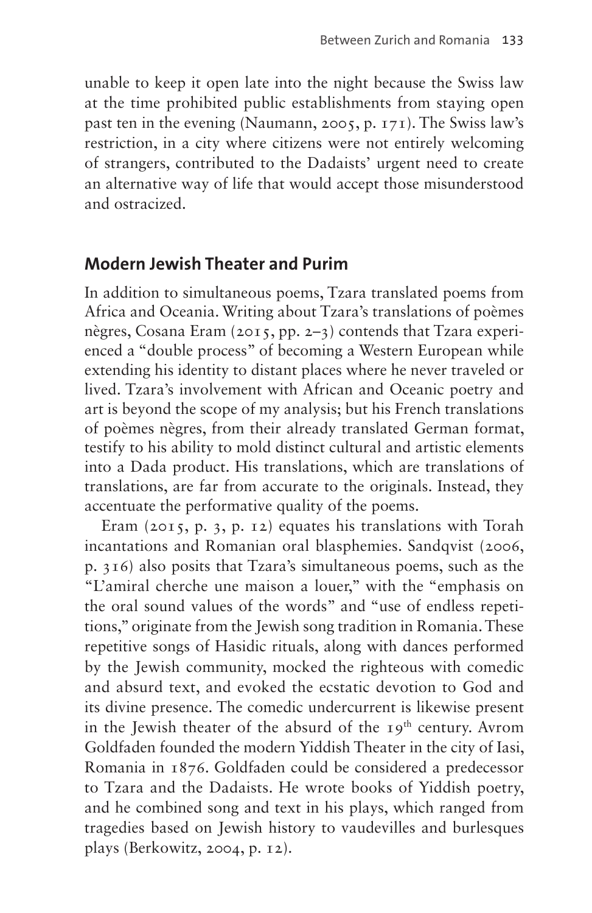unable to keep it open late into the night because the Swiss law at the time prohibited public establishments from staying open past ten in the evening (Naumann, 2005, p. 171). The Swiss law's restriction, in a city where citizens were not entirely welcoming of strangers, contributed to the Dadaists' urgent need to create an alternative way of life that would accept those misunderstood and ostracized.

## Modern Jewish Theater and Purim

In addition to simultaneous poems, Tzara translated poems from Africa and Oceania. Writing about Tzara's translations of poèmes nègres, Cosana Eram (2015, pp. 2–3) contends that Tzara experienced a "double process" of becoming a Western European while extending his identity to distant places where he never traveled or lived. Tzara's involvement with African and Oceanic poetry and art is beyond the scope of my analysis; but his French translations of poèmes nègres, from their already translated German format, testify to his ability to mold distinct cultural and artistic elements into a Dada product. His translations, which are translations of translations, are far from accurate to the originals. Instead, they accentuate the performative quality of the poems.

Eram (2015, p. 3, p. 12) equates his translations with Torah incantations and Romanian oral blasphemies. Sandqvist (2006, p. 316) also posits that Tzara's simultaneous poems, such as the "L'amiral cherche une maison a louer," with the "emphasis on the oral sound values of the words" and "use of endless repetitions," originate from the Jewish song tradition in Romania. These repetitive songs of Hasidic rituals, along with dances performed by the Jewish community, mocked the righteous with comedic and absurd text, and evoked the ecstatic devotion to God and its divine presence. The comedic undercurrent is likewise present in the Jewish theater of the absurd of the 19th century. Avrom Goldfaden founded the modern Yiddish Theater in the city of Iasi, Romania in 1876. Goldfaden could be considered a predecessor to Tzara and the Dadaists. He wrote books of Yiddish poetry, and he combined song and text in his plays, which ranged from tragedies based on Jewish history to vaudevilles and burlesques plays (Berkowitz, 2004, p. 12).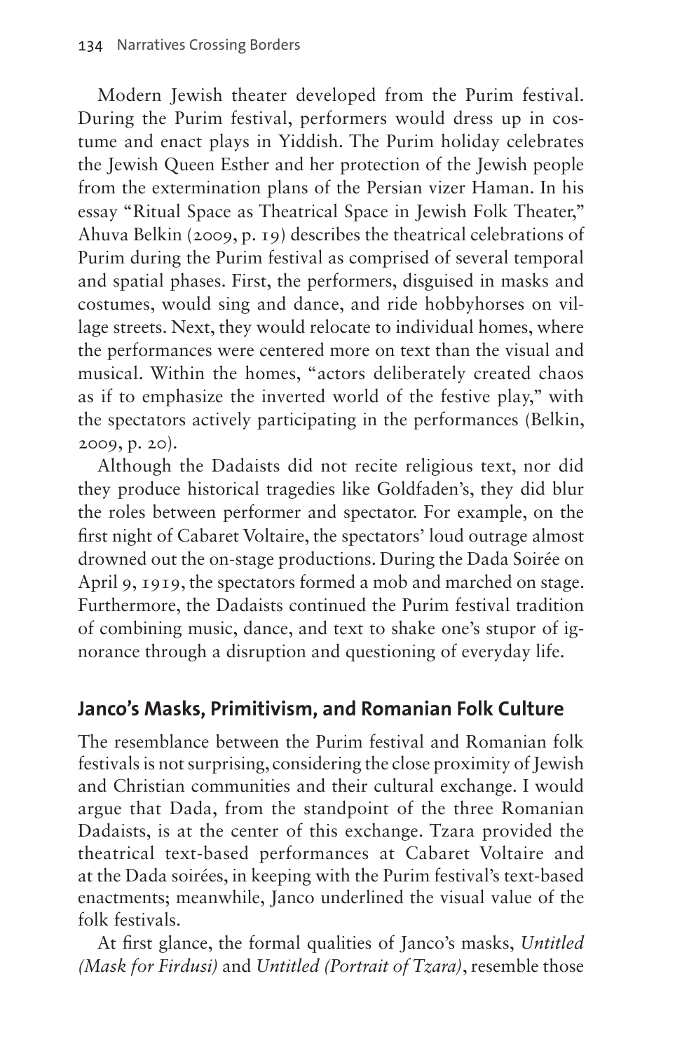Modern Jewish theater developed from the Purim festival. During the Purim festival, performers would dress up in costume and enact plays in Yiddish. The Purim holiday celebrates the Jewish Queen Esther and her protection of the Jewish people from the extermination plans of the Persian vizer Haman. In his essay "Ritual Space as Theatrical Space in Jewish Folk Theater," Ahuva Belkin (2009, p. 19) describes the theatrical celebrations of Purim during the Purim festival as comprised of several temporal and spatial phases. First, the performers, disguised in masks and costumes, would sing and dance, and ride hobbyhorses on village streets. Next, they would relocate to individual homes, where the performances were centered more on text than the visual and musical. Within the homes, "actors deliberately created chaos as if to emphasize the inverted world of the festive play," with the spectators actively participating in the performances (Belkin, 2009, p. 20).

Although the Dadaists did not recite religious text, nor did they produce historical tragedies like Goldfaden's, they did blur the roles between performer and spectator. For example, on the first night of Cabaret Voltaire, the spectators' loud outrage almost drowned out the on-stage productions. During the Dada Soirée on April 9, 1919, the spectators formed a mob and marched on stage. Furthermore, the Dadaists continued the Purim festival tradition of combining music, dance, and text to shake one's stupor of ignorance through a disruption and questioning of everyday life.

## Janco's Masks, Primitivism, and Romanian Folk Culture

The resemblance between the Purim festival and Romanian folk festivals is not surprising, considering the close proximity of Jewish and Christian communities and their cultural exchange. I would argue that Dada, from the standpoint of the three Romanian Dadaists, is at the center of this exchange. Tzara provided the theatrical text-based performances at Cabaret Voltaire and at the Dada soirées, in keeping with the Purim festival's text-based enactments; meanwhile, Janco underlined the visual value of the folk festivals.

At first glance, the formal qualities of Janco's masks, *Untitled (Mask for Firdusi)* and *Untitled (Portrait of Tzara)*, resemble those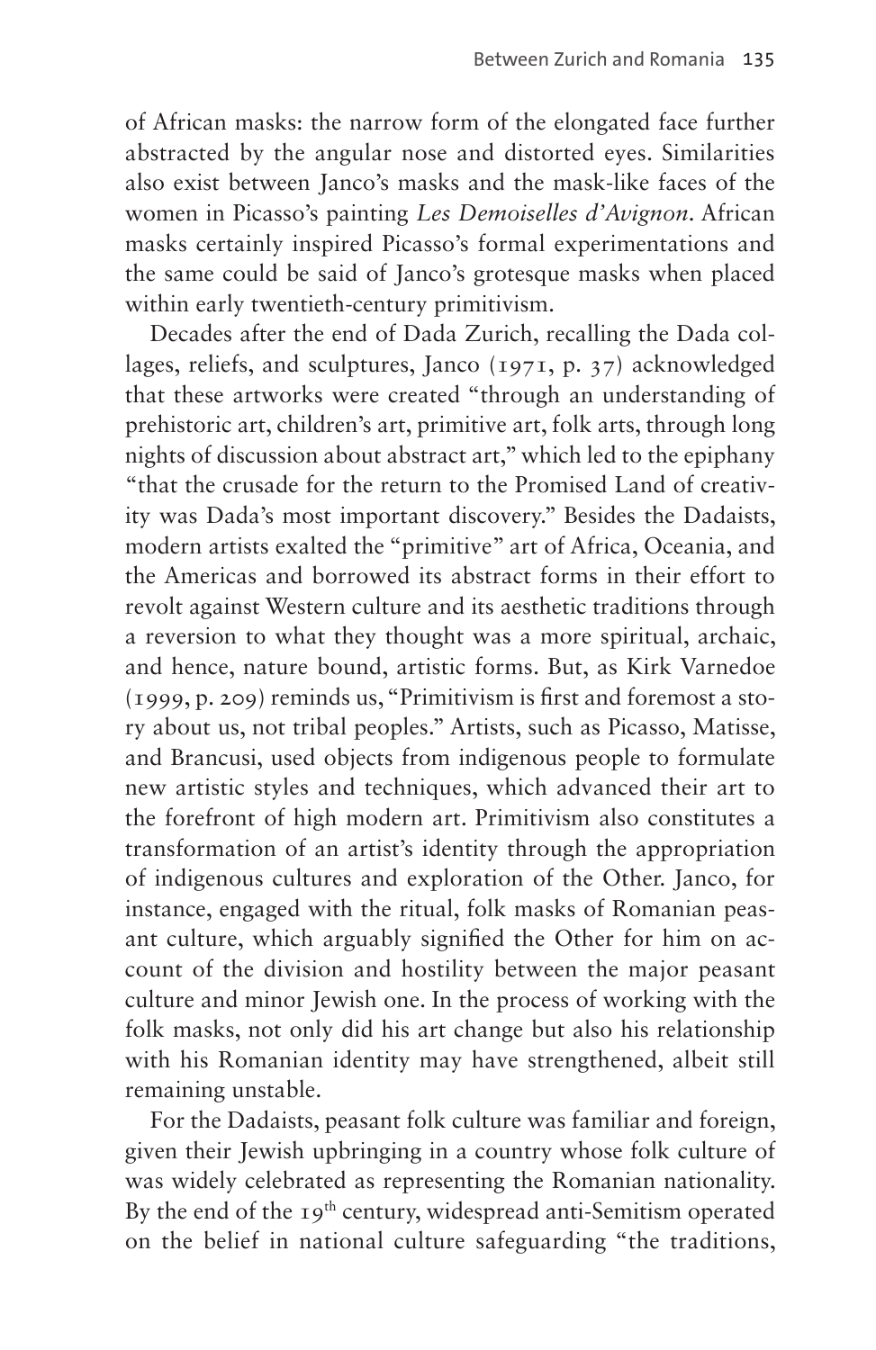of African masks: the narrow form of the elongated face further abstracted by the angular nose and distorted eyes. Similarities also exist between Janco's masks and the mask-like faces of the women in Picasso's painting *Les Demoiselles d'Avignon*. African masks certainly inspired Picasso's formal experimentations and the same could be said of Janco's grotesque masks when placed within early twentieth-century primitivism.

Decades after the end of Dada Zurich, recalling the Dada collages, reliefs, and sculptures, Janco (1971, p. 37) acknowledged that these artworks were created "through an understanding of prehistoric art, children's art, primitive art, folk arts, through long nights of discussion about abstract art," which led to the epiphany "that the crusade for the return to the Promised Land of creativity was Dada's most important discovery." Besides the Dadaists, modern artists exalted the "primitive" art of Africa, Oceania, and the Americas and borrowed its abstract forms in their effort to revolt against Western culture and its aesthetic traditions through a reversion to what they thought was a more spiritual, archaic, and hence, nature bound, artistic forms. But, as Kirk Varnedoe (1999, p. 209) reminds us, "Primitivism is first and foremost a story about us, not tribal peoples." Artists, such as Picasso, Matisse, and Brancusi, used objects from indigenous people to formulate new artistic styles and techniques, which advanced their art to the forefront of high modern art. Primitivism also constitutes a transformation of an artist's identity through the appropriation of indigenous cultures and exploration of the Other. Janco, for instance, engaged with the ritual, folk masks of Romanian peasant culture, which arguably signified the Other for him on account of the division and hostility between the major peasant culture and minor Jewish one. In the process of working with the folk masks, not only did his art change but also his relationship with his Romanian identity may have strengthened, albeit still remaining unstable.

For the Dadaists, peasant folk culture was familiar and foreign, given their Jewish upbringing in a country whose folk culture of was widely celebrated as representing the Romanian nationality. By the end of the 19th century, widespread anti-Semitism operated on the belief in national culture safeguarding "the traditions,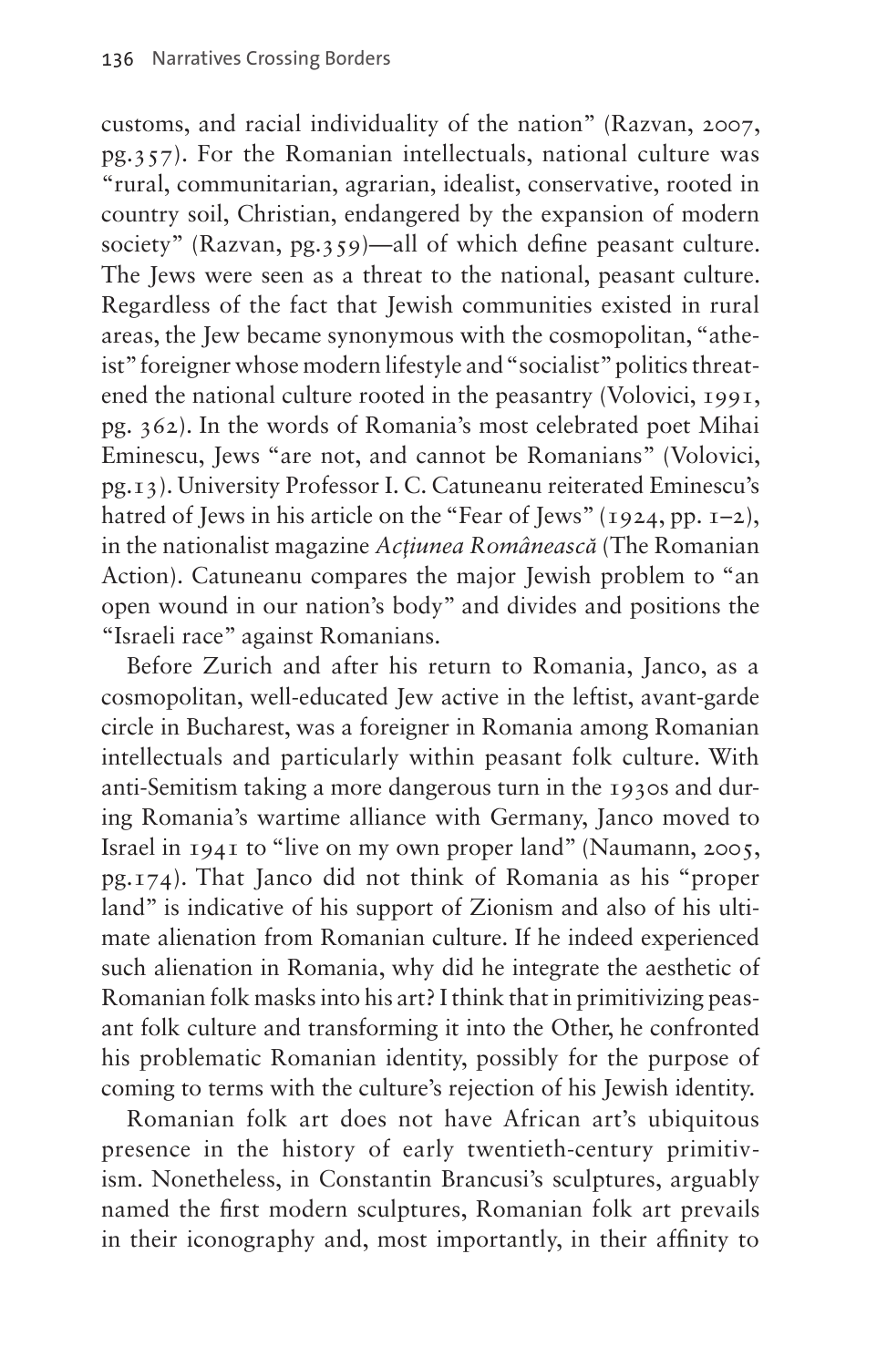customs, and racial individuality of the nation" (Razvan, 2007, pg.357). For the Romanian intellectuals, national culture was "rural, communitarian, agrarian, idealist, conservative, rooted in country soil, Christian, endangered by the expansion of modern society" (Razvan, pg.359)—all of which define peasant culture. The Jews were seen as a threat to the national, peasant culture. Regardless of the fact that Jewish communities existed in rural areas, the Jew became synonymous with the cosmopolitan, "atheist" foreigner whose modern lifestyle and "socialist" politics threatened the national culture rooted in the peasantry (Volovici, 1991, pg. 362). In the words of Romania's most celebrated poet Mihai Eminescu, Jews "are not, and cannot be Romanians" (Volovici, pg.13). University Professor I. C. Catuneanu reiterated Eminescu's hatred of Jews in his article on the "Fear of Jews" (1924, pp. 1–2), in the nationalist magazine *Acţiunea Românească* (The Romanian Action). Catuneanu compares the major Jewish problem to "an open wound in our nation's body" and divides and positions the "Israeli race" against Romanians.

Before Zurich and after his return to Romania, Janco, as a cosmopolitan, well-educated Jew active in the leftist, avant-garde circle in Bucharest, was a foreigner in Romania among Romanian intellectuals and particularly within peasant folk culture. With anti-Semitism taking a more dangerous turn in the 1930s and during Romania's wartime alliance with Germany, Janco moved to Israel in 1941 to "live on my own proper land" (Naumann, 2005, pg.174). That Janco did not think of Romania as his "proper land" is indicative of his support of Zionism and also of his ultimate alienation from Romanian culture. If he indeed experienced such alienation in Romania, why did he integrate the aesthetic of Romanian folk masks into his art? I think that in primitivizing peasant folk culture and transforming it into the Other, he confronted his problematic Romanian identity, possibly for the purpose of coming to terms with the culture's rejection of his Jewish identity.

Romanian folk art does not have African art's ubiquitous presence in the history of early twentieth-century primitivism. Nonetheless, in Constantin Brancusi's sculptures, arguably named the first modern sculptures, Romanian folk art prevails in their iconography and, most importantly, in their affinity to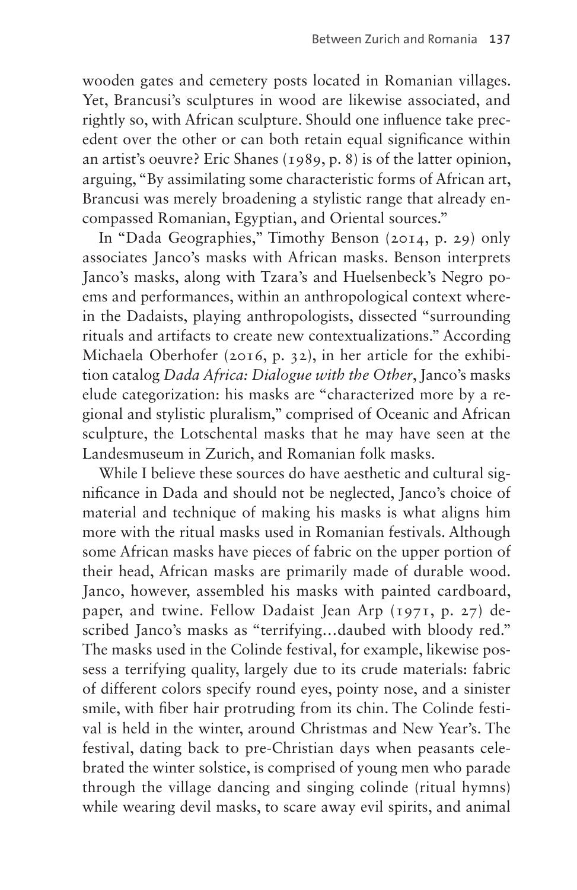wooden gates and cemetery posts located in Romanian villages. Yet, Brancusi's sculptures in wood are likewise associated, and rightly so, with African sculpture. Should one influence take precedent over the other or can both retain equal significance within an artist's oeuvre? Eric Shanes (1989, p. 8) is of the latter opinion, arguing, "By assimilating some characteristic forms of African art, Brancusi was merely broadening a stylistic range that already encompassed Romanian, Egyptian, and Oriental sources."

In "Dada Geographies," Timothy Benson (2014, p. 29) only associates Janco's masks with African masks. Benson interprets Janco's masks, along with Tzara's and Huelsenbeck's Negro poems and performances, within an anthropological context wherein the Dadaists, playing anthropologists, dissected "surrounding rituals and artifacts to create new contextualizations." According Michaela Oberhofer (2016, p. 32), in her article for the exhibition catalog *Dada Africa: Dialogue with the Other*, Janco's masks elude categorization: his masks are "characterized more by a regional and stylistic pluralism," comprised of Oceanic and African sculpture, the Lotschental masks that he may have seen at the Landesmuseum in Zurich, and Romanian folk masks.

While I believe these sources do have aesthetic and cultural significance in Dada and should not be neglected, Janco's choice of material and technique of making his masks is what aligns him more with the ritual masks used in Romanian festivals. Although some African masks have pieces of fabric on the upper portion of their head, African masks are primarily made of durable wood. Janco, however, assembled his masks with painted cardboard, paper, and twine. Fellow Dadaist Jean Arp (1971, p. 27) described Janco's masks as "terrifying…daubed with bloody red." The masks used in the Colinde festival, for example, likewise possess a terrifying quality, largely due to its crude materials: fabric of different colors specify round eyes, pointy nose, and a sinister smile, with fiber hair protruding from its chin. The Colinde festival is held in the winter, around Christmas and New Year's. The festival, dating back to pre-Christian days when peasants celebrated the winter solstice, is comprised of young men who parade through the village dancing and singing colinde (ritual hymns) while wearing devil masks, to scare away evil spirits, and animal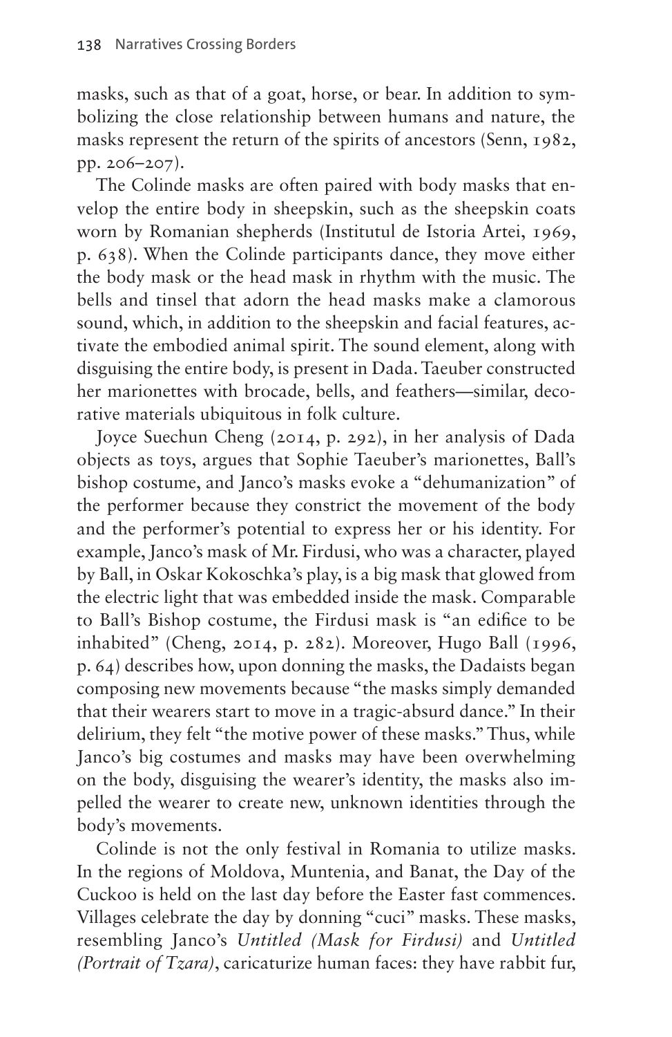masks, such as that of a goat, horse, or bear. In addition to symbolizing the close relationship between humans and nature, the masks represent the return of the spirits of ancestors (Senn, 1982, pp. 206–207).

The Colinde masks are often paired with body masks that envelop the entire body in sheepskin, such as the sheepskin coats worn by Romanian shepherds (Institutul de Istoria Artei, 1969, p. 638). When the Colinde participants dance, they move either the body mask or the head mask in rhythm with the music. The bells and tinsel that adorn the head masks make a clamorous sound, which, in addition to the sheepskin and facial features, activate the embodied animal spirit. The sound element, along with disguising the entire body, is present in Dada. Taeuber constructed her marionettes with brocade, bells, and feathers—similar, decorative materials ubiquitous in folk culture.

Joyce Suechun Cheng (2014, p. 292), in her analysis of Dada objects as toys, argues that Sophie Taeuber's marionettes, Ball's bishop costume, and Janco's masks evoke a "dehumanization" of the performer because they constrict the movement of the body and the performer's potential to express her or his identity. For example, Janco's mask of Mr. Firdusi, who was a character, played by Ball, in Oskar Kokoschka's play, is a big mask that glowed from the electric light that was embedded inside the mask. Comparable to Ball's Bishop costume, the Firdusi mask is "an edifice to be inhabited" (Cheng, 2014, p. 282). Moreover, Hugo Ball (1996, p. 64) describes how, upon donning the masks, the Dadaists began composing new movements because "the masks simply demanded that their wearers start to move in a tragic-absurd dance." In their delirium, they felt "the motive power of these masks." Thus, while Janco's big costumes and masks may have been overwhelming on the body, disguising the wearer's identity, the masks also impelled the wearer to create new, unknown identities through the body's movements.

Colinde is not the only festival in Romania to utilize masks. In the regions of Moldova, Muntenia, and Banat, the Day of the Cuckoo is held on the last day before the Easter fast commences. Villages celebrate the day by donning "cuci" masks. These masks, resembling Janco's *Untitled (Mask for Firdusi)* and *Untitled (Portrait of Tzara)*, caricaturize human faces: they have rabbit fur,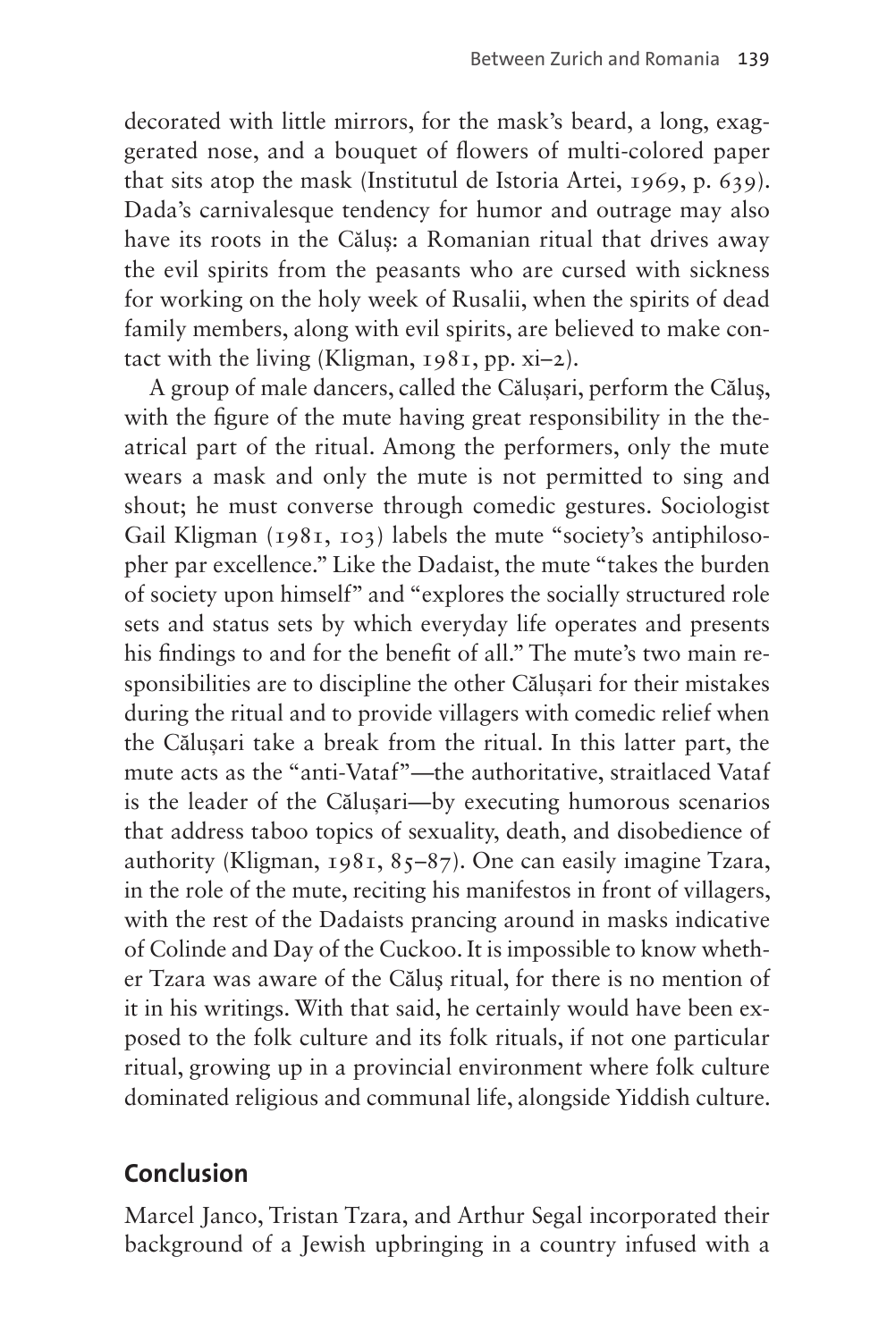decorated with little mirrors, for the mask's beard, a long, exaggerated nose, and a bouquet of flowers of multi-colored paper that sits atop the mask (Institutul de Istoria Artei, 1969, p. 639). Dada's carnivalesque tendency for humor and outrage may also have its roots in the Căluş: a Romanian ritual that drives away the evil spirits from the peasants who are cursed with sickness for working on the holy week of Rusalii, when the spirits of dead family members, along with evil spirits, are believed to make contact with the living (Kligman, 1981, pp. xi–2).

A group of male dancers, called the Căluşari, perform the Căluş, with the figure of the mute having great responsibility in the theatrical part of the ritual. Among the performers, only the mute wears a mask and only the mute is not permitted to sing and shout; he must converse through comedic gestures. Sociologist Gail Kligman (1981, 103) labels the mute "society's antiphilosopher par excellence." Like the Dadaist, the mute "takes the burden of society upon himself" and "explores the socially structured role sets and status sets by which everyday life operates and presents his findings to and for the benefit of all." The mute's two main responsibilities are to discipline the other Căluşari for their mistakes during the ritual and to provide villagers with comedic relief when the Căluşari take a break from the ritual. In this latter part, the mute acts as the "anti-Vataf"—the authoritative, straitlaced Vataf is the leader of the Căluşari—by executing humorous scenarios that address taboo topics of sexuality, death, and disobedience of authority (Kligman, 1981, 85–87). One can easily imagine Tzara, in the role of the mute, reciting his manifestos in front of villagers, with the rest of the Dadaists prancing around in masks indicative of Colinde and Day of the Cuckoo. It is impossible to know whether Tzara was aware of the Căluş ritual, for there is no mention of it in his writings. With that said, he certainly would have been exposed to the folk culture and its folk rituals, if not one particular ritual, growing up in a provincial environment where folk culture dominated religious and communal life, alongside Yiddish culture.

## Conclusion

Marcel Janco, Tristan Tzara, and Arthur Segal incorporated their background of a Jewish upbringing in a country infused with a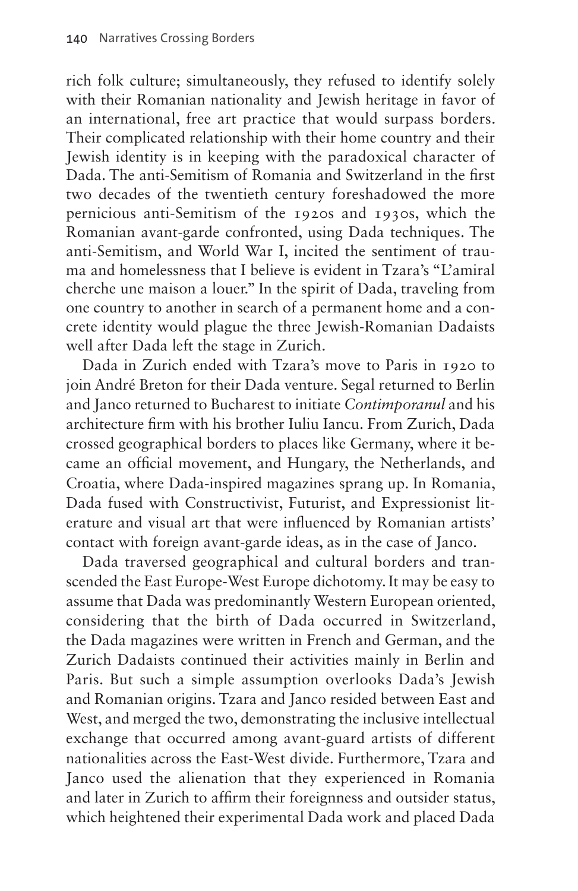rich folk culture; simultaneously, they refused to identify solely with their Romanian nationality and Jewish heritage in favor of an international, free art practice that would surpass borders. Their complicated relationship with their home country and their Jewish identity is in keeping with the paradoxical character of Dada. The anti-Semitism of Romania and Switzerland in the first two decades of the twentieth century foreshadowed the more pernicious anti-Semitism of the 1920s and 1930s, which the Romanian avant-garde confronted, using Dada techniques. The anti-Semitism, and World War I, incited the sentiment of trauma and homelessness that I believe is evident in Tzara's "L'amiral cherche une maison a louer." In the spirit of Dada, traveling from one country to another in search of a permanent home and a concrete identity would plague the three Jewish-Romanian Dadaists well after Dada left the stage in Zurich.

Dada in Zurich ended with Tzara's move to Paris in 1920 to join André Breton for their Dada venture. Segal returned to Berlin and Janco returned to Bucharest to initiate *Contimporanul* and his architecture firm with his brother Iuliu Iancu. From Zurich, Dada crossed geographical borders to places like Germany, where it became an official movement, and Hungary, the Netherlands, and Croatia, where Dada-inspired magazines sprang up. In Romania, Dada fused with Constructivist, Futurist, and Expressionist literature and visual art that were influenced by Romanian artists' contact with foreign avant-garde ideas, as in the case of Janco.

Dada traversed geographical and cultural borders and transcended the East Europe-West Europe dichotomy. It may be easy to assume that Dada was predominantly Western European oriented, considering that the birth of Dada occurred in Switzerland, the Dada magazines were written in French and German, and the Zurich Dadaists continued their activities mainly in Berlin and Paris. But such a simple assumption overlooks Dada's Jewish and Romanian origins. Tzara and Janco resided between East and West, and merged the two, demonstrating the inclusive intellectual exchange that occurred among avant-guard artists of different nationalities across the East-West divide. Furthermore, Tzara and Janco used the alienation that they experienced in Romania and later in Zurich to affirm their foreignness and outsider status, which heightened their experimental Dada work and placed Dada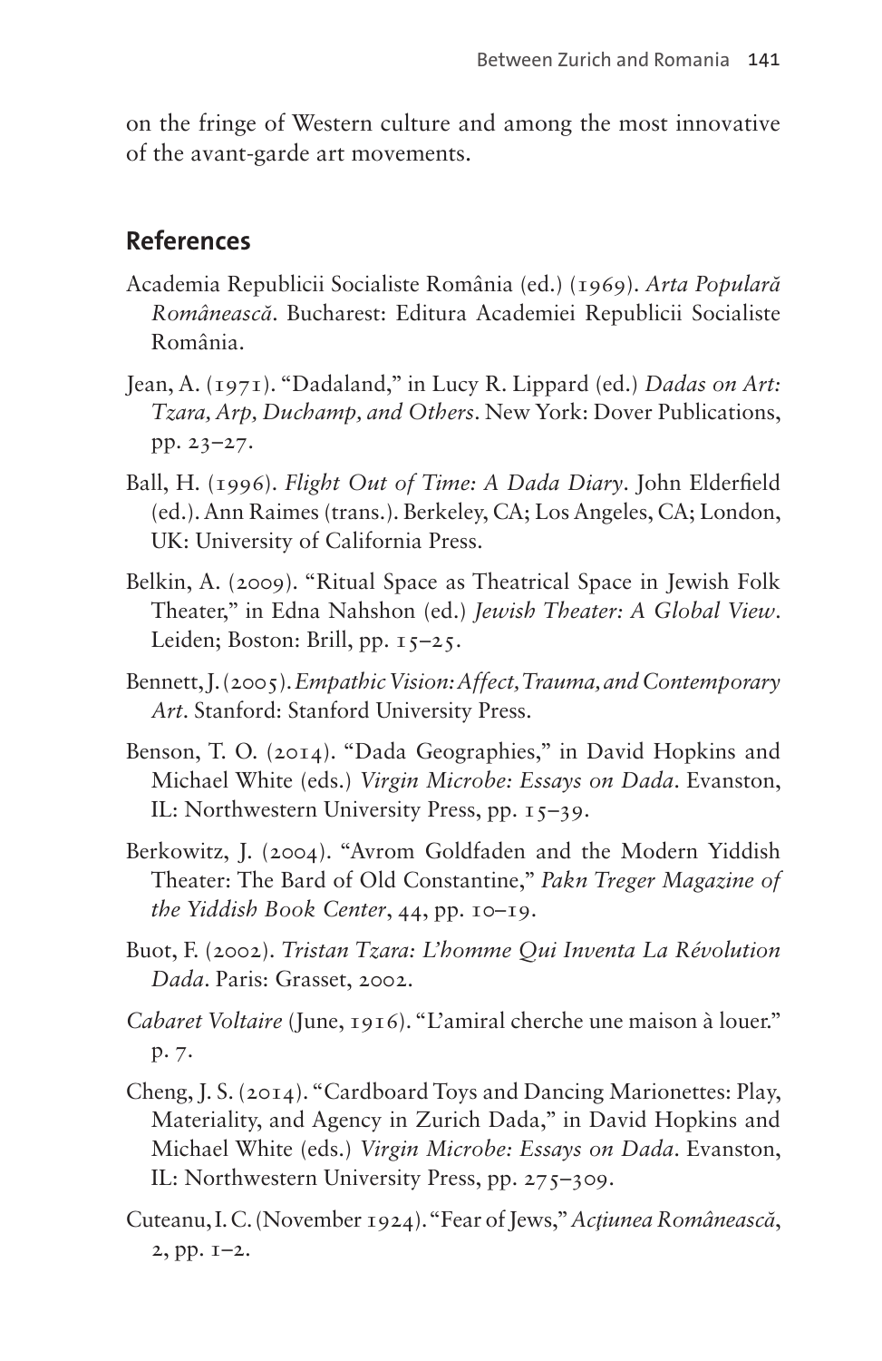on the fringe of Western culture and among the most innovative of the avant-garde art movements.

## References

Academia Republicii Socialiste România (ed.) (1969). *Arta Populară Românească*. Bucharest: Editura Academiei Republicii Socialiste România.

Jean, A. (1971). "Dadaland," in Lucy R. Lippard (ed.) *Dadas on Art: Tzara, Arp, Duchamp, and Others*. New York: Dover Publications, pp. 23–27.

Ball, H. (1996). *Flight Out of Time: A Dada Diary*. John Elderfield (ed.). Ann Raimes (trans.). Berkeley, CA; Los Angeles, CA; London, UK: University of California Press.

Belkin, A. (2009). "Ritual Space as Theatrical Space in Jewish Folk Theater," in Edna Nahshon (ed.) *Jewish Theater: A Global View*. Leiden; Boston: Brill, pp. 15–25.

Bennett, J. (2005). *Empathic Vision: Affect, Trauma, and Contemporary Art*. Stanford: Stanford University Press.

Benson, T. O. (2014). "Dada Geographies," in David Hopkins and Michael White (eds.) *Virgin Microbe: Essays on Dada*. Evanston, IL: Northwestern University Press, pp. 15–39.

Berkowitz, J. (2004). "Avrom Goldfaden and the Modern Yiddish Theater: The Bard of Old Constantine," *Pakn Treger Magazine of the Yiddish Book Center*, 44, pp. 10–19.

Buot, F. (2002). *Tristan Tzara: L'homme Qui Inventa La Révolution Dada*. Paris: Grasset, 2002.

*Cabaret Voltaire* (June, 1916). "L'amiral cherche une maison à louer." p. 7.

Cheng, J. S. (2014). "Cardboard Toys and Dancing Marionettes: Play, Materiality, and Agency in Zurich Dada," in David Hopkins and Michael White (eds.) *Virgin Microbe: Essays on Dada*. Evanston, IL: Northwestern University Press, pp. 275–309.

Cuteanu, I. C. (November 1924). "Fear of Jews," *Acţiunea Românească*, 2, pp. 1–2.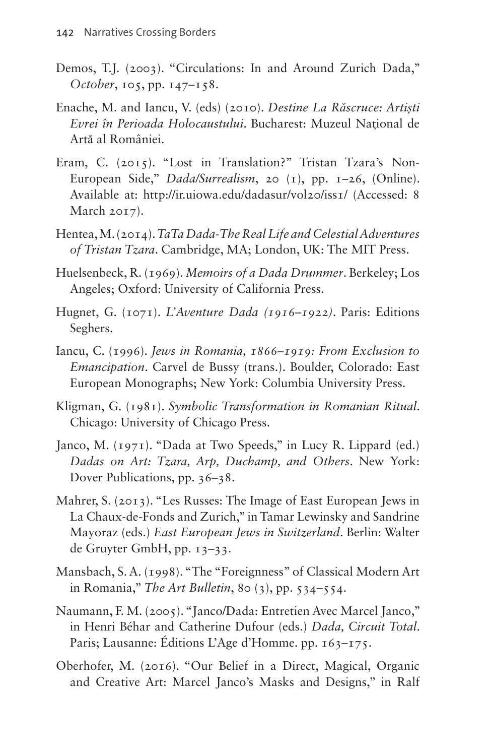Demos, T.J. (2003). "Circulations: In and Around Zurich Dada," *October*, 105, pp. 147–158.

Enache, M. and Iancu, V. (eds) (2010). *Destine La Răscruce: Artiști Evrei în Perioada Holocaustului*. Bucharest: Muzeul Național de Artă al României.

Eram, C. (2015). "Lost in Translation?" Tristan Tzara's Non-European Side," *Dada/Surrealism*, 20 (1), pp. 1–26, (Online). Available at: http://ir.uiowa.edu/dadasur/vol20/iss1/ (Accessed: 8 March 2017).

Hentea, M. (2014). *TaTa Dada-The Real Life and Celestial Adventures of Tristan Tzara*. Cambridge, MA; London, UK: The MIT Press.

Huelsenbeck, R. (1969). *Memoirs of a Dada Drummer*. Berkeley; Los Angeles; Oxford: University of California Press.

Hugnet, G. (1071). *L'Aventure Dada (1916–1922)*. Paris: Editions Seghers.

Iancu, C. (1996). *Jews in Romania, 1866–1919: From Exclusion to Emancipation*. Carvel de Bussy (trans.). Boulder, Colorado: East European Monographs; New York: Columbia University Press.

Kligman, G. (1981). *Symbolic Transformation in Romanian Ritual*. Chicago: University of Chicago Press.

Janco, M. (1971). "Dada at Two Speeds," in Lucy R. Lippard (ed.) *Dadas on Art: Tzara, Arp, Duchamp, and Others*. New York: Dover Publications, pp. 36–38.

Mahrer, S. (2013). "Les Russes: The Image of East European Jews in La Chaux-de-Fonds and Zurich," in Tamar Lewinsky and Sandrine Mayoraz (eds.) *East European Jews in Switzerland*. Berlin: Walter de Gruyter GmbH, pp. 13–33.

Mansbach, S. A. (1998). "The "Foreignness" of Classical Modern Art in Romania," *The Art Bulletin*, 80 (3), pp. 534–554.

Naumann, F. M. (2005). "Janco/Dada: Entretien Avec Marcel Janco," in Henri Béhar and Catherine Dufour (eds.) *Dada, Circuit Total*. Paris; Lausanne: Éditions L'Age d'Homme. pp. 163–175.

Oberhofer, M. (2016). "Our Belief in a Direct, Magical, Organic and Creative Art: Marcel Janco's Masks and Designs," in Ralf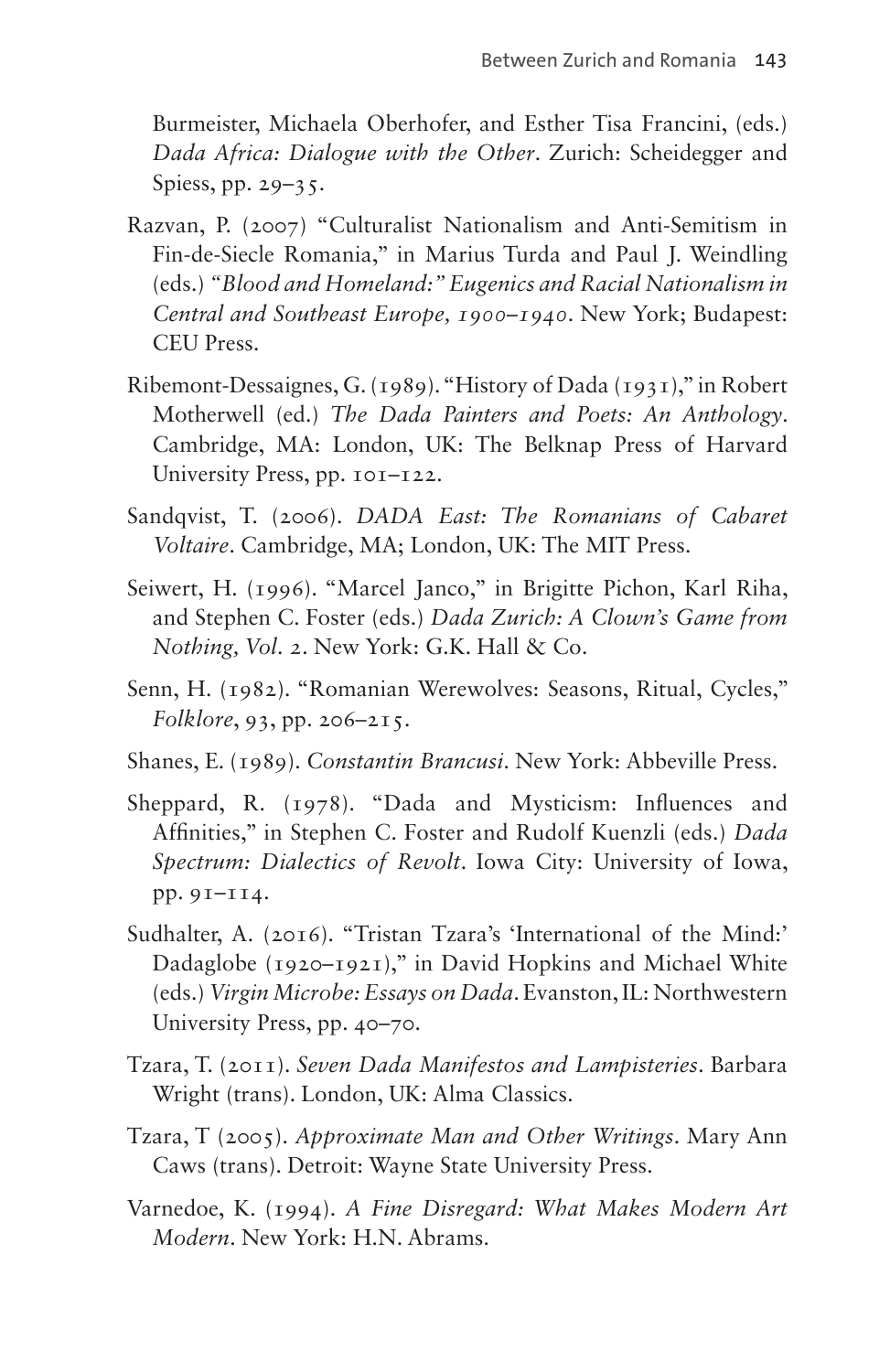Burmeister, Michaela Oberhofer, and Esther Tisa Francini, (eds.) *Dada Africa: Dialogue with the Other*. Zurich: Scheidegger and Spiess, pp. 29–35.

Razvan, P. (2007) "Culturalist Nationalism and Anti-Semitism in Fin-de-Siecle Romania," in Marius Turda and Paul J. Weindling (eds.) *"Blood and Homeland:" Eugenics and Racial Nationalism in Central and Southeast Europe, 1900–1940*. New York; Budapest: CEU Press.

Ribemont-Dessaignes, G. (1989). "History of Dada (1931)," in Robert Motherwell (ed.) *The Dada Painters and Poets: An Anthology*. Cambridge, MA: London, UK: The Belknap Press of Harvard University Press, pp. 101–122.

Sandqvist, T. (2006). *DADA East: The Romanians of Cabaret Voltaire*. Cambridge, MA; London, UK: The MIT Press.

Seiwert, H. (1996). "Marcel Janco," in Brigitte Pichon, Karl Riha, and Stephen C. Foster (eds.) *Dada Zurich: A Clown's Game from Nothing, Vol. 2*. New York: G.K. Hall & Co.

Senn, H. (1982). "Romanian Werewolves: Seasons, Ritual, Cycles," *Folklore*, 93, pp. 206–215.

Shanes, E. (1989). *Constantin Brancusi*. New York: Abbeville Press.

Sheppard, R. (1978). "Dada and Mysticism: Influences and Affinities," in Stephen C. Foster and Rudolf Kuenzli (eds.) *Dada Spectrum: Dialectics of Revolt*. Iowa City: University of Iowa, pp. 91–114.

Sudhalter, A. (2016). "Tristan Tzara's 'International of the Mind:' Dadaglobe (1920–1921)," in David Hopkins and Michael White (eds.) *Virgin Microbe: Essays on Dada*. Evanston, IL: Northwestern University Press, pp. 40–70.

Tzara, T. (2011). *Seven Dada Manifestos and Lampisteries*. Barbara Wright (trans). London, UK: Alma Classics.

Tzara, T (2005). *Approximate Man and Other Writings*. Mary Ann Caws (trans). Detroit: Wayne State University Press.

Varnedoe, K. (1994). *A Fine Disregard: What Makes Modern Art Modern*. New York: H.N. Abrams.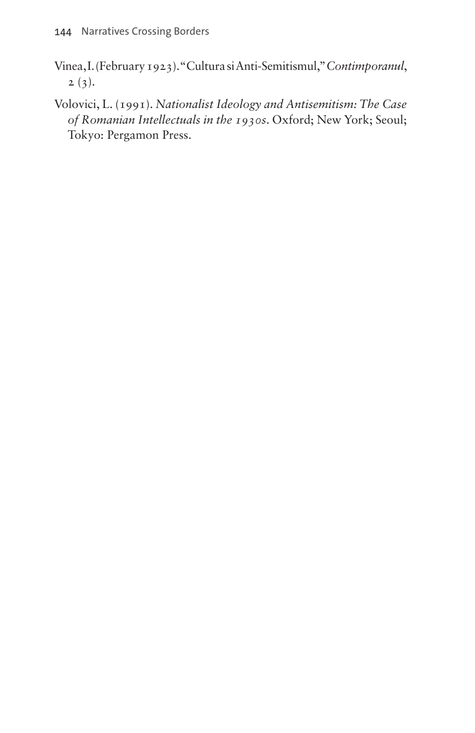Vinea, I. (February 1923). "Cultura si Anti-Semitismul," *Contimporanul*, 2 (3).

Volovici, L. (1991). *Nationalist Ideology and Antisemitism: The Case of Romanian Intellectuals in the 1930s*. Oxford; New York; Seoul; Tokyo: Pergamon Press.